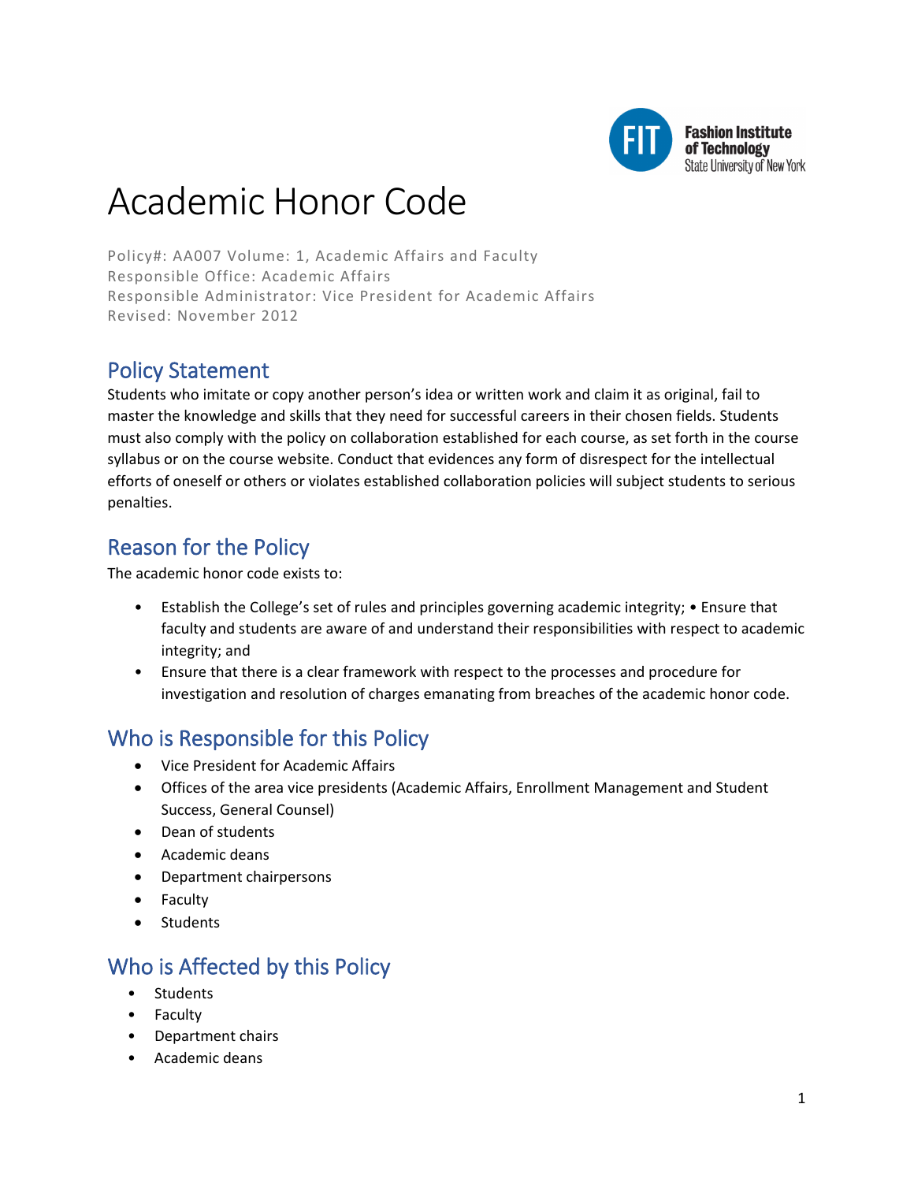# Academic Honor Code

Policy#: AA007 Volume: 1, Academic Affairs and Faculty
Responsible Office: Academic Affairs
Responsible Administrator: Vice President for Academic Affairs
Revised: November 2012

## Policy Statement

Students who imitate or copy another person's idea or written work and claim it as original, fail to master the knowledge and skills that they need for successful careers in their chosen fields. Students must also comply with the policy on collaboration established for each course, as set forth in the course syllabus or on the course website. Conduct that evidences any form of disrespect for the intellectual efforts of oneself or others or violates established collaboration policies will subject students to serious penalties.

## Reason for the Policy

The academic honor code exists to:

- Establish the College's set of rules and principles governing academic integrity; • Ensure that faculty and students are aware of and understand their responsibilities with respect to academic integrity; and
- Ensure that there is a clear framework with respect to the processes and procedure for investigation and resolution of charges emanating from breaches of the academic honor code.

## Who is Responsible for this Policy

- Vice President for Academic Affairs
- Offices of the area vice presidents (Academic Affairs, Enrollment Management and Student Success, General Counsel)
- Dean of students
- Academic deans
- Department chairpersons
- Faculty
- Students

## Who is Affected by this Policy

- Students
- Faculty
- Department chairs
- Academic deans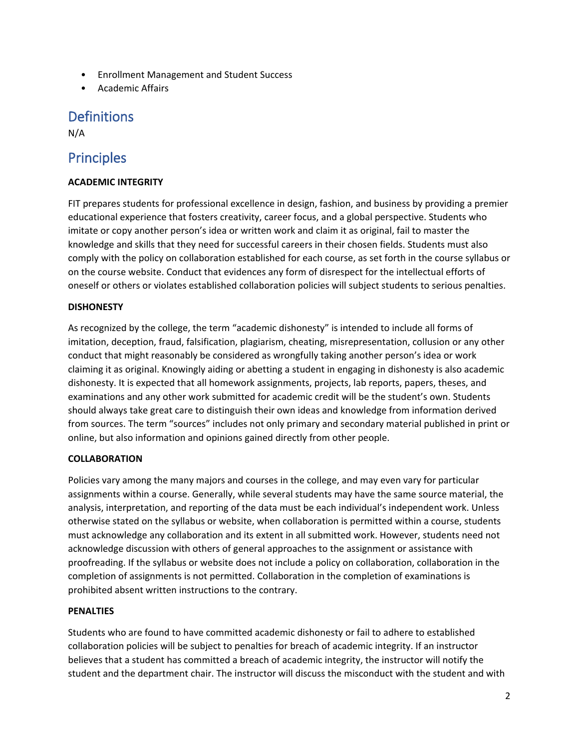- Enrollment Management and Student Success
- Academic Affairs

## Definitions

N/A

## Principles

**ACADEMIC INTEGRITY**

FIT prepares students for professional excellence in design, fashion, and business by providing a premier educational experience that fosters creativity, career focus, and a global perspective. Students who imitate or copy another person's idea or written work and claim it as original, fail to master the knowledge and skills that they need for successful careers in their chosen fields. Students must also comply with the policy on collaboration established for each course, as set forth in the course syllabus or on the course website. Conduct that evidences any form of disrespect for the intellectual efforts of oneself or others or violates established collaboration policies will subject students to serious penalties.

**DISHONESTY**

As recognized by the college, the term "academic dishonesty" is intended to include all forms of imitation, deception, fraud, falsification, plagiarism, cheating, misrepresentation, collusion or any other conduct that might reasonably be considered as wrongfully taking another person's idea or work claiming it as original. Knowingly aiding or abetting a student in engaging in dishonesty is also academic dishonesty. It is expected that all homework assignments, projects, lab reports, papers, theses, and examinations and any other work submitted for academic credit will be the student's own. Students should always take great care to distinguish their own ideas and knowledge from information derived from sources. The term "sources" includes not only primary and secondary material published in print or online, but also information and opinions gained directly from other people.

**COLLABORATION**

Policies vary among the many majors and courses in the college, and may even vary for particular assignments within a course. Generally, while several students may have the same source material, the analysis, interpretation, and reporting of the data must be each individual's independent work. Unless otherwise stated on the syllabus or website, when collaboration is permitted within a course, students must acknowledge any collaboration and its extent in all submitted work. However, students need not acknowledge discussion with others of general approaches to the assignment or assistance with proofreading. If the syllabus or website does not include a policy on collaboration, collaboration in the completion of assignments is not permitted. Collaboration in the completion of examinations is prohibited absent written instructions to the contrary.

**PENALTIES**

Students who are found to have committed academic dishonesty or fail to adhere to established collaboration policies will be subject to penalties for breach of academic integrity. If an instructor believes that a student has committed a breach of academic integrity, the instructor will notify the student and the department chair. The instructor will discuss the misconduct with the student and with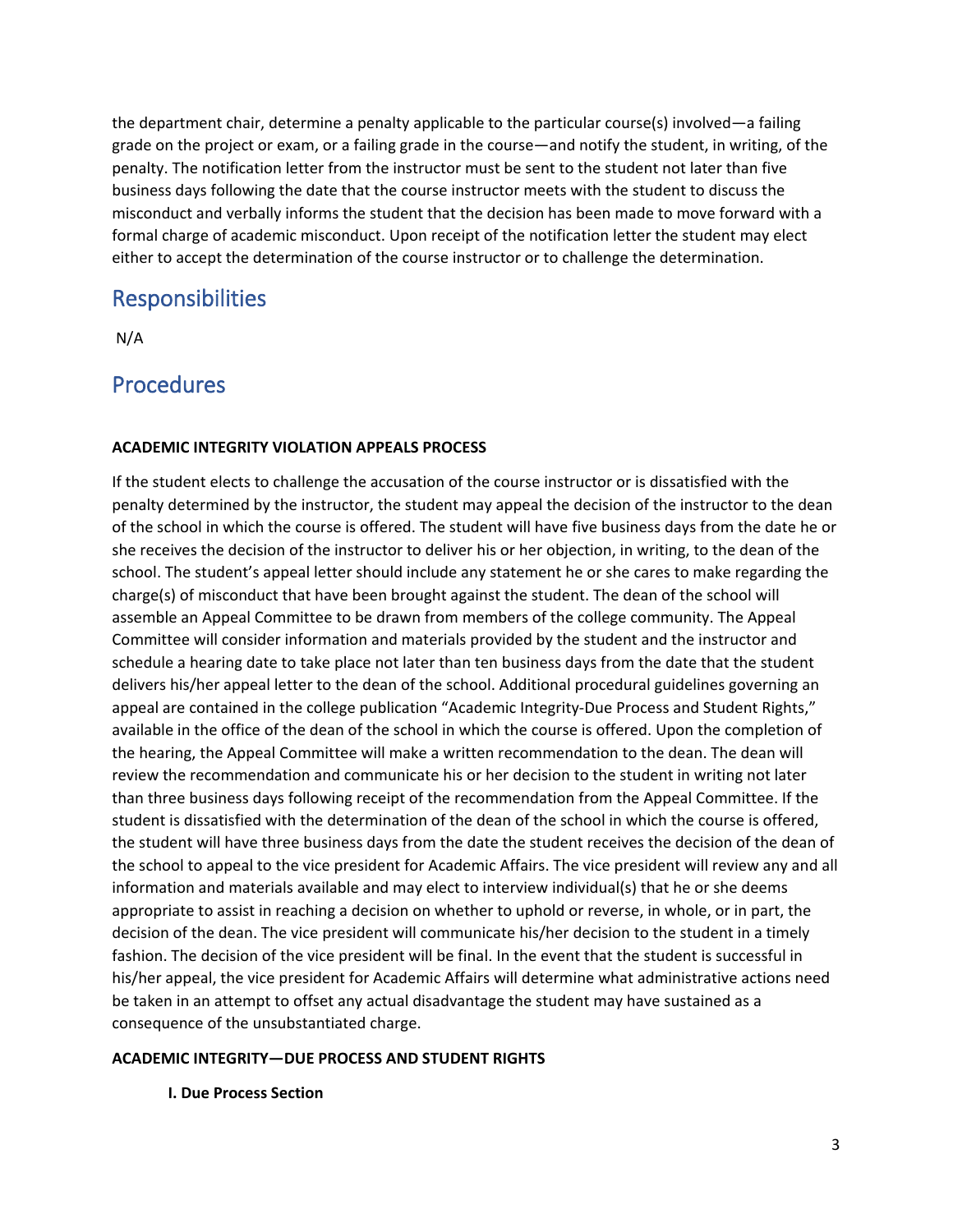the department chair, determine a penalty applicable to the particular course(s) involved—a failing grade on the project or exam, or a failing grade in the course—and notify the student, in writing, of the penalty. The notification letter from the instructor must be sent to the student not later than five business days following the date that the course instructor meets with the student to discuss the misconduct and verbally informs the student that the decision has been made to move forward with a formal charge of academic misconduct. Upon receipt of the notification letter the student may elect either to accept the determination of the course instructor or to challenge the determination.

## Responsibilities

N/A

## Procedures

**ACADEMIC INTEGRITY VIOLATION APPEALS PROCESS**

If the student elects to challenge the accusation of the course instructor or is dissatisfied with the penalty determined by the instructor, the student may appeal the decision of the instructor to the dean of the school in which the course is offered. The student will have five business days from the date he or she receives the decision of the instructor to deliver his or her objection, in writing, to the dean of the school. The student's appeal letter should include any statement he or she cares to make regarding the charge(s) of misconduct that have been brought against the student. The dean of the school will assemble an Appeal Committee to be drawn from members of the college community. The Appeal Committee will consider information and materials provided by the student and the instructor and schedule a hearing date to take place not later than ten business days from the date that the student delivers his/her appeal letter to the dean of the school. Additional procedural guidelines governing an appeal are contained in the college publication "Academic Integrity-Due Process and Student Rights," available in the office of the dean of the school in which the course is offered. Upon the completion of the hearing, the Appeal Committee will make a written recommendation to the dean. The dean will review the recommendation and communicate his or her decision to the student in writing not later than three business days following receipt of the recommendation from the Appeal Committee. If the student is dissatisfied with the determination of the dean of the school in which the course is offered, the student will have three business days from the date the student receives the decision of the dean of the school to appeal to the vice president for Academic Affairs. The vice president will review any and all information and materials available and may elect to interview individual(s) that he or she deems appropriate to assist in reaching a decision on whether to uphold or reverse, in whole, or in part, the decision of the dean. The vice president will communicate his/her decision to the student in a timely fashion. The decision of the vice president will be final. In the event that the student is successful in his/her appeal, the vice president for Academic Affairs will determine what administrative actions need be taken in an attempt to offset any actual disadvantage the student may have sustained as a consequence of the unsubstantiated charge.

**ACADEMIC INTEGRITY—DUE PROCESS AND STUDENT RIGHTS**

**I. Due Process Section**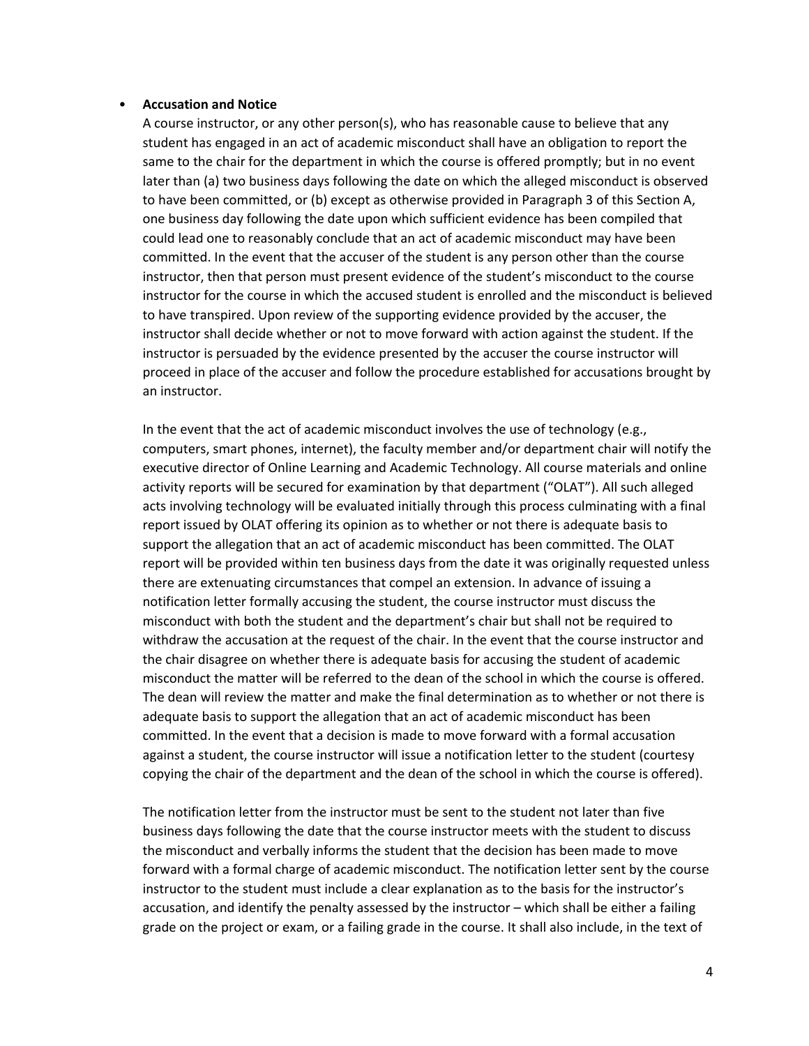- **Accusation and Notice**

  A course instructor, or any other person(s), who has reasonable cause to believe that any student has engaged in an act of academic misconduct shall have an obligation to report the same to the chair for the department in which the course is offered promptly; but in no event later than (a) two business days following the date on which the alleged misconduct is observed to have been committed, or (b) except as otherwise provided in Paragraph 3 of this Section A, one business day following the date upon which sufficient evidence has been compiled that could lead one to reasonably conclude that an act of academic misconduct may have been committed. In the event that the accuser of the student is any person other than the course instructor, then that person must present evidence of the student's misconduct to the course instructor for the course in which the accused student is enrolled and the misconduct is believed to have transpired. Upon review of the supporting evidence provided by the accuser, the instructor shall decide whether or not to move forward with action against the student. If the instructor is persuaded by the evidence presented by the accuser the course instructor will proceed in place of the accuser and follow the procedure established for accusations brought by an instructor.

  In the event that the act of academic misconduct involves the use of technology (e.g., computers, smart phones, internet), the faculty member and/or department chair will notify the executive director of Online Learning and Academic Technology. All course materials and online activity reports will be secured for examination by that department ("OLAT"). All such alleged acts involving technology will be evaluated initially through this process culminating with a final report issued by OLAT offering its opinion as to whether or not there is adequate basis to support the allegation that an act of academic misconduct has been committed. The OLAT report will be provided within ten business days from the date it was originally requested unless there are extenuating circumstances that compel an extension. In advance of issuing a notification letter formally accusing the student, the course instructor must discuss the misconduct with both the student and the department's chair but shall not be required to withdraw the accusation at the request of the chair. In the event that the course instructor and the chair disagree on whether there is adequate basis for accusing the student of academic misconduct the matter will be referred to the dean of the school in which the course is offered. The dean will review the matter and make the final determination as to whether or not there is adequate basis to support the allegation that an act of academic misconduct has been committed. In the event that a decision is made to move forward with a formal accusation against a student, the course instructor will issue a notification letter to the student (courtesy copying the chair of the department and the dean of the school in which the course is offered).

  The notification letter from the instructor must be sent to the student not later than five business days following the date that the course instructor meets with the student to discuss the misconduct and verbally informs the student that the decision has been made to move forward with a formal charge of academic misconduct. The notification letter sent by the course instructor to the student must include a clear explanation as to the basis for the instructor's accusation, and identify the penalty assessed by the instructor – which shall be either a failing grade on the project or exam, or a failing grade in the course. It shall also include, in the text of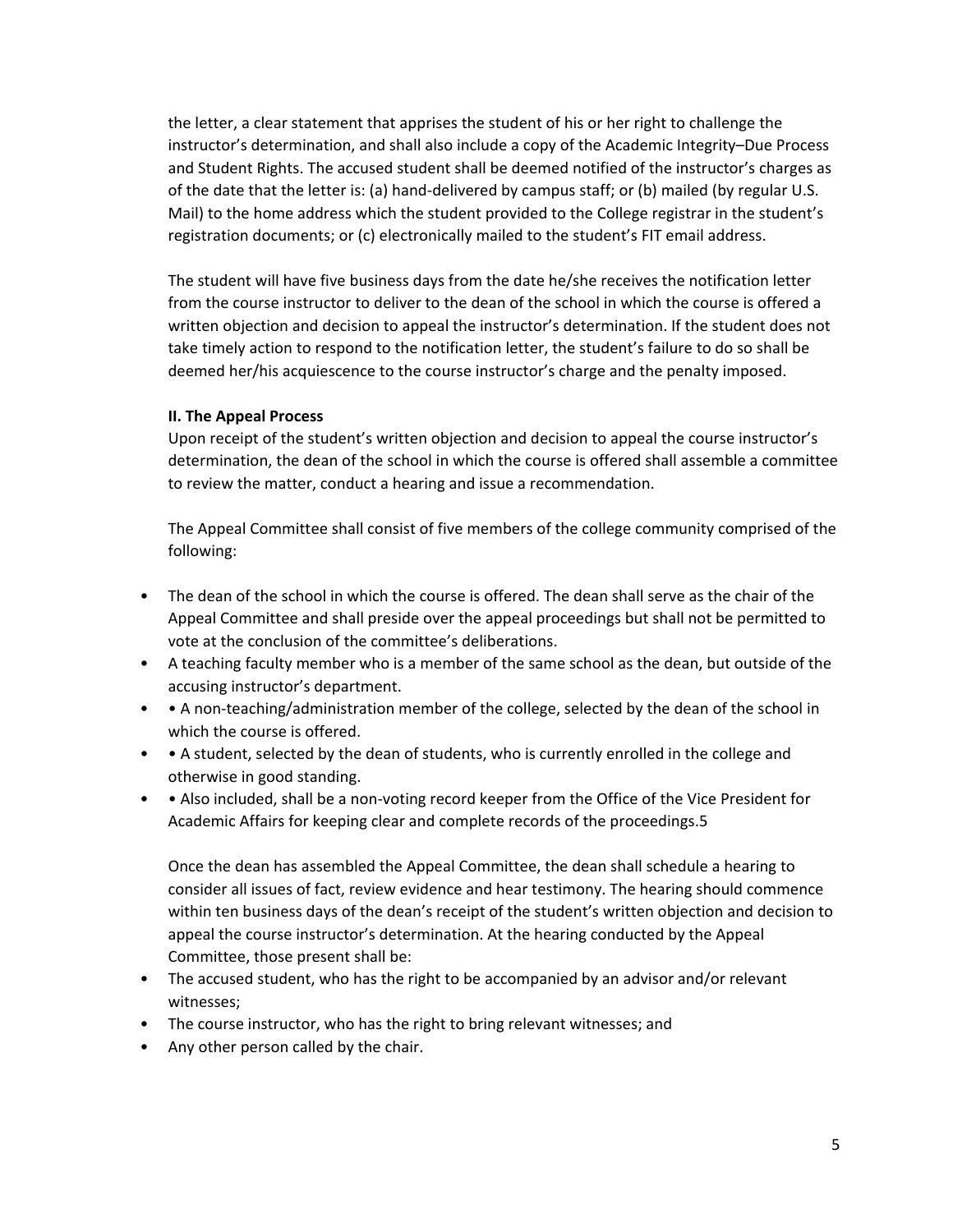the letter, a clear statement that apprises the student of his or her right to challenge the instructor's determination, and shall also include a copy of the Academic Integrity–Due Process and Student Rights. The accused student shall be deemed notified of the instructor's charges as of the date that the letter is: (a) hand-delivered by campus staff; or (b) mailed (by regular U.S. Mail) to the home address which the student provided to the College registrar in the student's registration documents; or (c) electronically mailed to the student's FIT email address.

The student will have five business days from the date he/she receives the notification letter from the course instructor to deliver to the dean of the school in which the course is offered a written objection and decision to appeal the instructor's determination. If the student does not take timely action to respond to the notification letter, the student's failure to do so shall be deemed her/his acquiescence to the course instructor's charge and the penalty imposed.

**II. The Appeal Process**

Upon receipt of the student's written objection and decision to appeal the course instructor's determination, the dean of the school in which the course is offered shall assemble a committee to review the matter, conduct a hearing and issue a recommendation.

The Appeal Committee shall consist of five members of the college community comprised of the following:

- The dean of the school in which the course is offered. The dean shall serve as the chair of the Appeal Committee and shall preside over the appeal proceedings but shall not be permitted to vote at the conclusion of the committee's deliberations.
- A teaching faculty member who is a member of the same school as the dean, but outside of the accusing instructor's department.
- • A non-teaching/administration member of the college, selected by the dean of the school in which the course is offered.
- • A student, selected by the dean of students, who is currently enrolled in the college and otherwise in good standing.
- • Also included, shall be a non-voting record keeper from the Office of the Vice President for Academic Affairs for keeping clear and complete records of the proceedings.5

Once the dean has assembled the Appeal Committee, the dean shall schedule a hearing to consider all issues of fact, review evidence and hear testimony. The hearing should commence within ten business days of the dean's receipt of the student's written objection and decision to appeal the course instructor's determination. At the hearing conducted by the Appeal Committee, those present shall be:

- The accused student, who has the right to be accompanied by an advisor and/or relevant witnesses;
- The course instructor, who has the right to bring relevant witnesses; and
- Any other person called by the chair.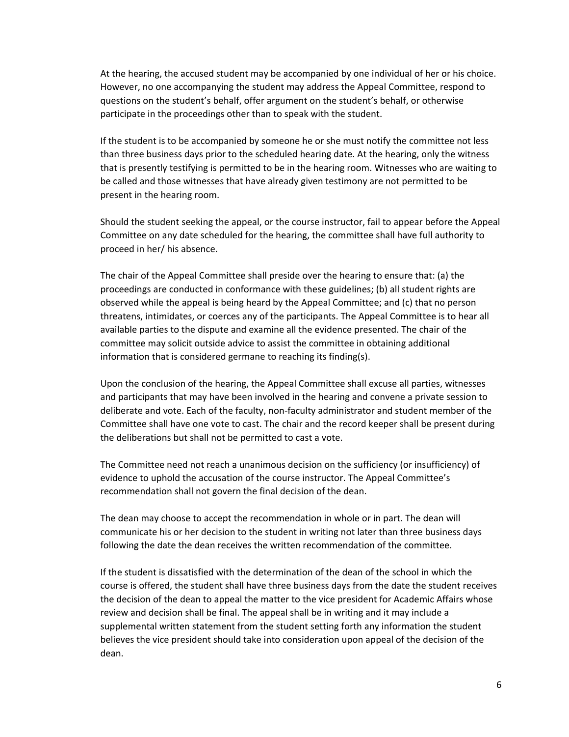At the hearing, the accused student may be accompanied by one individual of her or his choice. However, no one accompanying the student may address the Appeal Committee, respond to questions on the student's behalf, offer argument on the student's behalf, or otherwise participate in the proceedings other than to speak with the student.

If the student is to be accompanied by someone he or she must notify the committee not less than three business days prior to the scheduled hearing date. At the hearing, only the witness that is presently testifying is permitted to be in the hearing room. Witnesses who are waiting to be called and those witnesses that have already given testimony are not permitted to be present in the hearing room.

Should the student seeking the appeal, or the course instructor, fail to appear before the Appeal Committee on any date scheduled for the hearing, the committee shall have full authority to proceed in her/ his absence.

The chair of the Appeal Committee shall preside over the hearing to ensure that: (a) the proceedings are conducted in conformance with these guidelines; (b) all student rights are observed while the appeal is being heard by the Appeal Committee; and (c) that no person threatens, intimidates, or coerces any of the participants. The Appeal Committee is to hear all available parties to the dispute and examine all the evidence presented. The chair of the committee may solicit outside advice to assist the committee in obtaining additional information that is considered germane to reaching its finding(s).

Upon the conclusion of the hearing, the Appeal Committee shall excuse all parties, witnesses and participants that may have been involved in the hearing and convene a private session to deliberate and vote. Each of the faculty, non-faculty administrator and student member of the Committee shall have one vote to cast. The chair and the record keeper shall be present during the deliberations but shall not be permitted to cast a vote.

The Committee need not reach a unanimous decision on the sufficiency (or insufficiency) of evidence to uphold the accusation of the course instructor. The Appeal Committee's recommendation shall not govern the final decision of the dean.

The dean may choose to accept the recommendation in whole or in part. The dean will communicate his or her decision to the student in writing not later than three business days following the date the dean receives the written recommendation of the committee.

If the student is dissatisfied with the determination of the dean of the school in which the course is offered, the student shall have three business days from the date the student receives the decision of the dean to appeal the matter to the vice president for Academic Affairs whose review and decision shall be final. The appeal shall be in writing and it may include a supplemental written statement from the student setting forth any information the student believes the vice president should take into consideration upon appeal of the decision of the dean.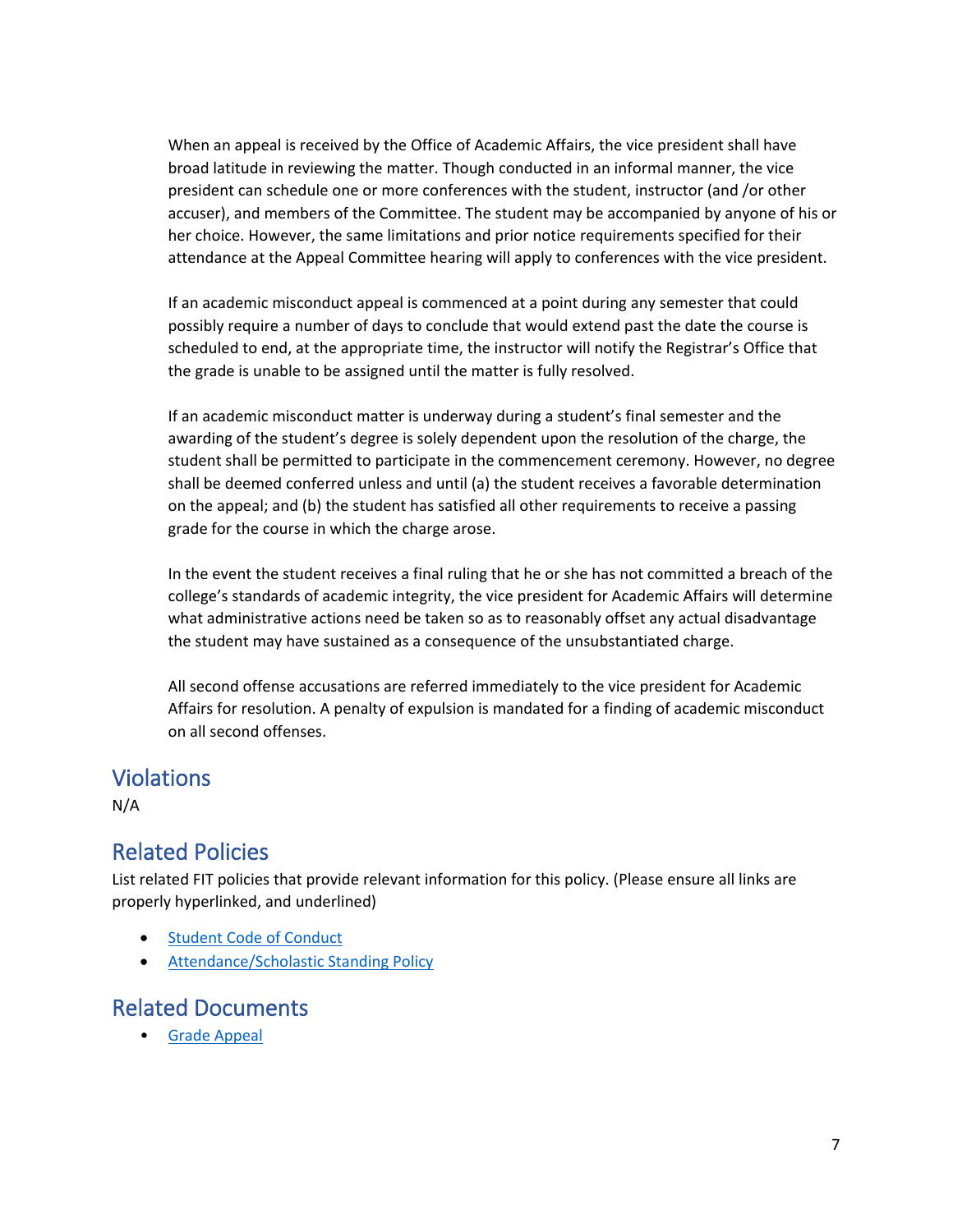When an appeal is received by the Office of Academic Affairs, the vice president shall have broad latitude in reviewing the matter. Though conducted in an informal manner, the vice president can schedule one or more conferences with the student, instructor (and /or other accuser), and members of the Committee. The student may be accompanied by anyone of his or her choice. However, the same limitations and prior notice requirements specified for their attendance at the Appeal Committee hearing will apply to conferences with the vice president.

If an academic misconduct appeal is commenced at a point during any semester that could possibly require a number of days to conclude that would extend past the date the course is scheduled to end, at the appropriate time, the instructor will notify the Registrar's Office that the grade is unable to be assigned until the matter is fully resolved.

If an academic misconduct matter is underway during a student's final semester and the awarding of the student's degree is solely dependent upon the resolution of the charge, the student shall be permitted to participate in the commencement ceremony. However, no degree shall be deemed conferred unless and until (a) the student receives a favorable determination on the appeal; and (b) the student has satisfied all other requirements to receive a passing grade for the course in which the charge arose.

In the event the student receives a final ruling that he or she has not committed a breach of the college's standards of academic integrity, the vice president for Academic Affairs will determine what administrative actions need be taken so as to reasonably offset any actual disadvantage the student may have sustained as a consequence of the unsubstantiated charge.

All second offense accusations are referred immediately to the vice president for Academic Affairs for resolution. A penalty of expulsion is mandated for a finding of academic misconduct on all second offenses.

## Violations

N/A

## Related Policies

List related FIT policies that provide relevant information for this policy. (Please ensure all links are properly hyperlinked, and underlined)

- Student Code of Conduct
- Attendance/Scholastic Standing Policy

## Related Documents

- Grade Appeal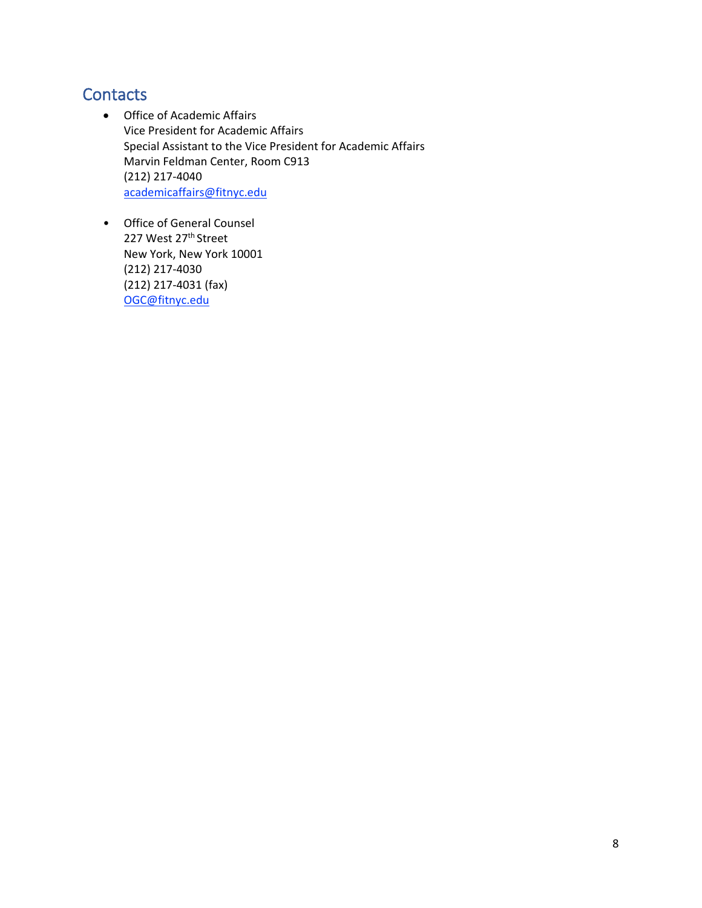## Contacts

- Office of Academic Affairs
  Vice President for Academic Affairs
  Special Assistant to the Vice President for Academic Affairs
  Marvin Feldman Center, Room C913
  (212) 217-4040
  academicaffairs@fitnyc.edu

- Office of General Counsel
  227 West 27th Street
  New York, New York 10001
  (212) 217-4030
  (212) 217-4031 (fax)
  OGC@fitnyc.edu